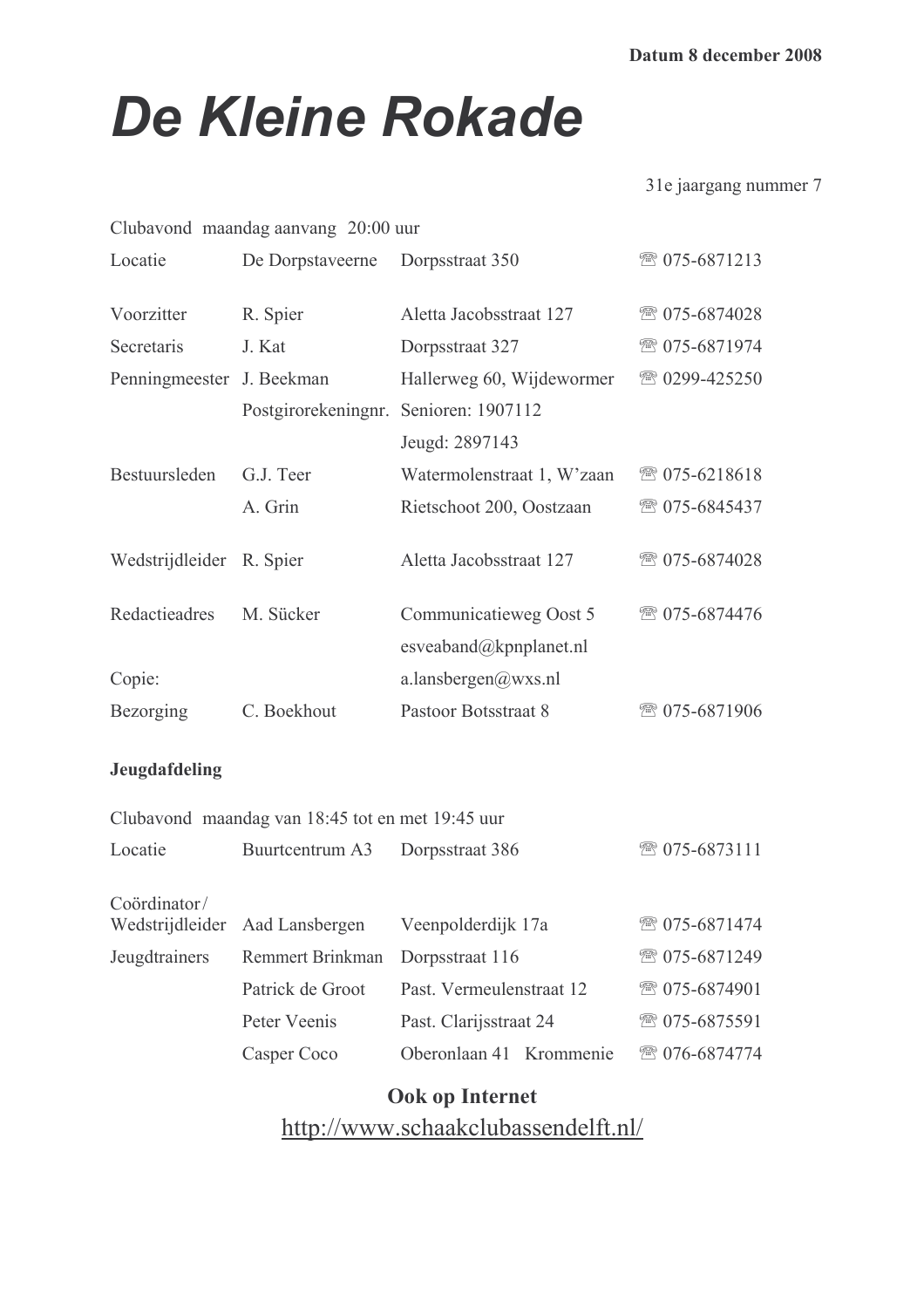Datum 8 december 2008

# De Kleine Rokade

31e jaargang nummer 7

Clubavond maandag aanvang 20:00 uur

| | | | |
|---|---|---|---|
| Locatie | De Dorpstaveerne | Dorpsstraat 350 | ☏ 075-6871213 |
| | | | |
| Voorzitter | R. Spier | Aletta Jacobsstraat 127 | ☏ 075-6874028 |
| Secretaris | J. Kat | Dorpsstraat 327 | ☏ 075-6871974 |
| Penningmeester | J. Beekman | Hallerweg 60, Wijdewormer | ☏ 0299-425250 |
| | Postgirorekeningnr. | Senioren: 1907112 | |
| | | Jeugd: 2897143 | |
| Bestuursleden | G.J. Teer | Watermolenstraat 1, W'zaan | ☏ 075-6218618 |
| | A. Grin | Rietschoot 200, Oostzaan | ☏ 075-6845437 |
| | | | |
| Wedstrijdleider | R. Spier | Aletta Jacobsstraat 127 | ☏ 075-6874028 |
| | | | |
| Redactieadres | M. Sücker | Communicatieweg Oost 5 | ☏ 075-6874476 |
| | | esveaband@kpnplanet.nl | |
| Copie: | | a.lansbergen@wxs.nl | |
| Bezorging | C. Boekhout | Pastoor Botsstraat 8 | ☏ 075-6871906 |

**Jeugdafdeling**

Clubavond maandag van 18:45 tot en met 19:45 uur

| | | | |
|---|---|---|---|
| Locatie | Buurtcentrum A3 | Dorpsstraat 386 | ☏ 075-6873111 |
| | | | |
| Coördinator/ Wedstrijdleider | Aad Lansbergen | Veenpolderdijk 17a | ☏ 075-6871474 |
| Jeugdtrainers | Remmert Brinkman | Dorpsstraat 116 | ☏ 075-6871249 |
| | Patrick de Groot | Past. Vermeulenstraat 12 | ☏ 075-6874901 |
| | Peter Veenis | Past. Clarijsstraat 24 | ☏ 075-6875591 |
| | Casper Coco | Oberonlaan 41 Krommenie | ☏ 076-6874774 |

**Ook op Internet**

http://www.schaakclubassendelft.nl/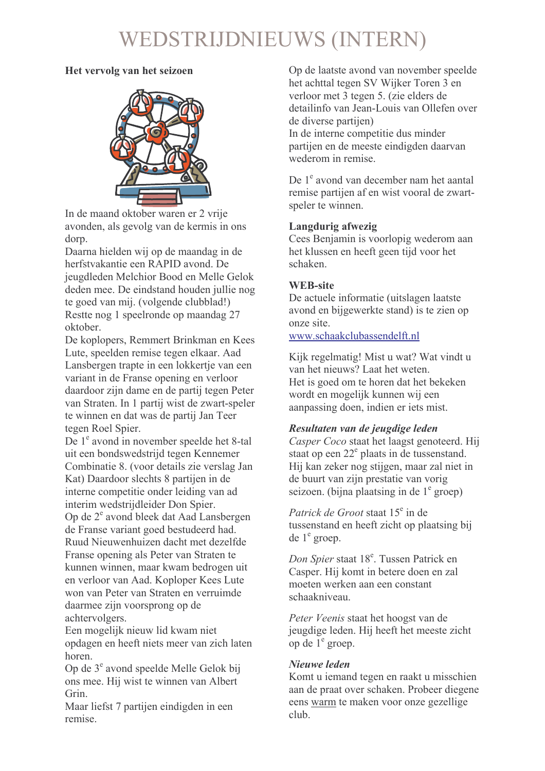# WEDSTRIJDNIEUWS (INTERN)

**Het vervolg van het seizoen**

In de maand oktober waren er 2 vrije avonden, als gevolg van de kermis in ons dorp.
Daarna hielden wij op de maandag in de herfstvakantie een RAPID avond. De jeugdleden Melchior Bood en Melle Gelok deden mee. De eindstand houden jullie nog te goed van mij. (volgende clubblad!)
Restte nog 1 speelronde op maandag 27 oktober.
De koplopers, Remmert Brinkman en Kees Lute, speelden remise tegen elkaar. Aad Lansbergen trapte in een lokkertje van een variant in de Franse opening en verloor daardoor zijn dame en de partij tegen Peter van Straten. In 1 partij wist de zwart-speler te winnen en dat was de partij Jan Teer tegen Roel Spier.
De 1e avond in november speelde het 8-tal uit een bondswedstrijd tegen Kennemer Combinatie 8. (voor details zie verslag Jan Kat) Daardoor slechts 8 partijen in de interne competitie onder leiding van ad interim wedstrijdleider Don Spier.
Op de 2e avond bleek dat Aad Lansbergen de Franse variant goed bestudeerd had. Ruud Nieuwenhuizen dacht met dezelfde Franse opening als Peter van Straten te kunnen winnen, maar kwam bedrogen uit en verloor van Aad. Koploper Kees Lute won van Peter van Straten en verruimde daarmee zijn voorsprong op de achtervolgers.
Een mogelijk nieuw lid kwam niet opdagen en heeft niets meer van zich laten horen.
Op de 3e avond speelde Melle Gelok bij ons mee. Hij wist te winnen van Albert Grin.
Maar liefst 7 partijen eindigden in een remise.

Op de laatste avond van november speelde het achttal tegen SV Wijker Toren 3 en verloor met 3 tegen 5. (zie elders de detailinfo van Jean-Louis van Ollefen over de diverse partijen)
In de interne competitie dus minder partijen en de meeste eindigden daarvan wederom in remise.

De 1e avond van december nam het aantal remise partijen af en wist vooral de zwart-speler te winnen.

**Langdurig afwezig**
Cees Benjamin is voorlopig wederom aan het klussen en heeft geen tijd voor het schaken.

**WEB-site**
De actuele informatie (uitslagen laatste avond en bijgewerkte stand) is te zien op onze site.
www.schaakclubassendelft.nl

Kijk regelmatig! Mist u wat? Wat vindt u van het nieuws? Laat het weten.
Het is goed om te horen dat het bekeken wordt en mogelijk kunnen wij een aanpassing doen, indien er iets mist.

***Resultaten van de jeugdige leden***
*Casper Coco* staat het laagst genoteerd. Hij staat op een 22e plaats in de tussenstand. Hij kan zeker nog stijgen, maar zal niet in de buurt van zijn prestatie van vorig seizoen. (bijna plaatsing in de 1e groep)

*Patrick de Groot* staat 15e in de tussenstand en heeft zicht op plaatsing bij de 1e groep.

*Don Spier* staat 18e. Tussen Patrick en Casper. Hij komt in betere doen en zal moeten werken aan een constant schaakniveau.

*Peter Veenis* staat het hoogst van de jeugdige leden. Hij heeft het meeste zicht op de 1e groep.

***Nieuwe leden***
Komt u iemand tegen en raakt u misschien aan de praat over schaken. Probeer diegene eens warm te maken voor onze gezellige club.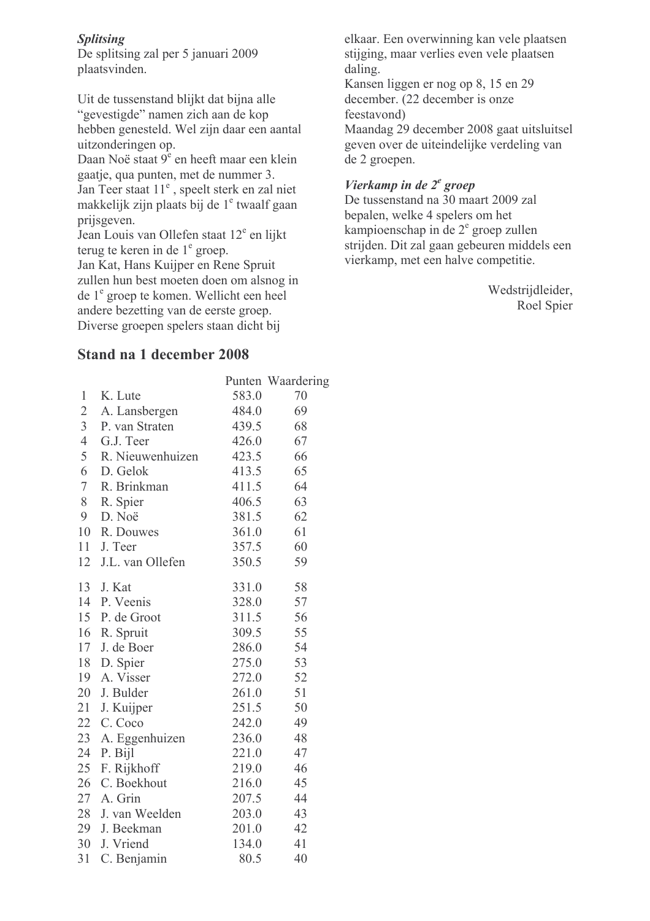***Splitsing***
De splitsing zal per 5 januari 2009 plaatsvinden.

Uit de tussenstand blijkt dat bijna alle "gevestigde" namen zich aan de kop hebben genesteld. Wel zijn daar een aantal uitzonderingen op.
Daan Noë staat 9e en heeft maar een klein gaatje, qua punten, met de nummer 3.
Jan Teer staat 11e , speelt sterk en zal niet makkelijk zijn plaats bij de 1e twaalf gaan prijsgeven.
Jean Louis van Ollefen staat 12e en lijkt terug te keren in de 1e groep.
Jan Kat, Hans Kuijper en Rene Spruit zullen hun best moeten doen om alsnog in de 1e groep te komen. Wellicht een heel andere bezetting van de eerste groep.
Diverse groepen spelers staan dicht bij elkaar. Een overwinning kan vele plaatsen stijging, maar verlies even vele plaatsen daling.
Kansen liggen er nog op 8, 15 en 29 december. (22 december is onze feestavond)
Maandag 29 december 2008 gaat uitsluitsel geven over de uiteindelijke verdeling van de 2 groepen.

***Vierkamp in de 2e groep***
De tussenstand na 30 maart 2009 zal bepalen, welke 4 spelers om het kampioenschap in de 2e groep zullen strijden. Dit zal gaan gebeuren middels een vierkamp, met een halve competitie.

Wedstrijdleider,
Roel Spier

## Stand na 1 december 2008

| | | Punten | Waardering |
|---|---|---|---|
| 1 | K. Lute | 583.0 | 70 |
| 2 | A. Lansbergen | 484.0 | 69 |
| 3 | P. van Straten | 439.5 | 68 |
| 4 | G.J. Teer | 426.0 | 67 |
| 5 | R. Nieuwenhuizen | 423.5 | 66 |
| 6 | D. Gelok | 413.5 | 65 |
| 7 | R. Brinkman | 411.5 | 64 |
| 8 | R. Spier | 406.5 | 63 |
| 9 | D. Noë | 381.5 | 62 |
| 10 | R. Douwes | 361.0 | 61 |
| 11 | J. Teer | 357.5 | 60 |
| 12 | J.L. van Ollefen | 350.5 | 59 |
| 13 | J. Kat | 331.0 | 58 |
| 14 | P. Veenis | 328.0 | 57 |
| 15 | P. de Groot | 311.5 | 56 |
| 16 | R. Spruit | 309.5 | 55 |
| 17 | J. de Boer | 286.0 | 54 |
| 18 | D. Spier | 275.0 | 53 |
| 19 | A. Visser | 272.0 | 52 |
| 20 | J. Bulder | 261.0 | 51 |
| 21 | J. Kuijper | 251.5 | 50 |
| 22 | C. Coco | 242.0 | 49 |
| 23 | A. Eggenhuizen | 236.0 | 48 |
| 24 | P. Bijl | 221.0 | 47 |
| 25 | F. Rijkhoff | 219.0 | 46 |
| 26 | C. Boekhout | 216.0 | 45 |
| 27 | A. Grin | 207.5 | 44 |
| 28 | J. van Weelden | 203.0 | 43 |
| 29 | J. Beekman | 201.0 | 42 |
| 30 | J. Vriend | 134.0 | 41 |
| 31 | C. Benjamin | 80.5 | 40 |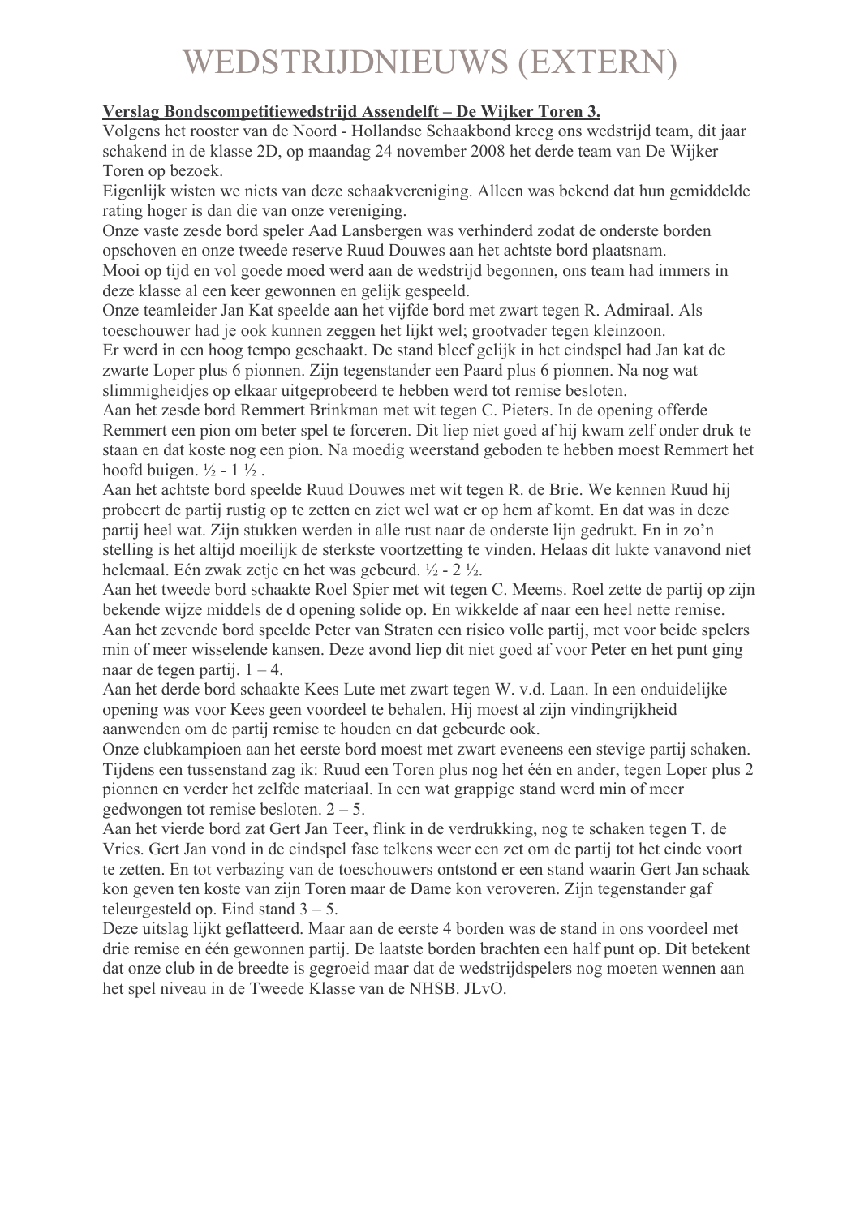# WEDSTRIJDNIEUWS (EXTERN)

**Verslag Bondscompetitiewedstrijd Assendelft – De Wijker Toren 3.**

Volgens het rooster van de Noord - Hollandse Schaakbond kreeg ons wedstrijd team, dit jaar schakend in de klasse 2D, op maandag 24 november 2008 het derde team van De Wijker Toren op bezoek.

Eigenlijk wisten we niets van deze schaakvereniging. Alleen was bekend dat hun gemiddelde rating hoger is dan die van onze vereniging.

Onze vaste zesde bord speler Aad Lansbergen was verhinderd zodat de onderste borden opschoven en onze tweede reserve Ruud Douwes aan het achtste bord plaatsnam.

Mooi op tijd en vol goede moed werd aan de wedstrijd begonnen, ons team had immers in deze klasse al een keer gewonnen en gelijk gespeeld.

Onze teamleider Jan Kat speelde aan het vijfde bord met zwart tegen R. Admiraal. Als toeschouwer had je ook kunnen zeggen het lijkt wel; grootvader tegen kleinzoon.

Er werd in een hoog tempo geschaakt. De stand bleef gelijk in het eindspel had Jan kat de zwarte Loper plus 6 pionnen. Zijn tegenstander een Paard plus 6 pionnen. Na nog wat slimmigheidjes op elkaar uitgeprobeerd te hebben werd tot remise besloten.

Aan het zesde bord Remmert Brinkman met wit tegen C. Pieters. In de opening offerde Remmert een pion om beter spel te forceren. Dit liep niet goed af hij kwam zelf onder druk te staan en dat koste nog een pion. Na moedig weerstand geboden te hebben moest Remmert het hoofd buigen. ½ - 1 ½ .

Aan het achtste bord speelde Ruud Douwes met wit tegen R. de Brie. We kennen Ruud hij probeert de partij rustig op te zetten en ziet wel wat er op hem af komt. En dat was in deze partij heel wat. Zijn stukken werden in alle rust naar de onderste lijn gedrukt. En in zo'n stelling is het altijd moeilijk de sterkste voortzetting te vinden. Helaas dit lukte vanavond niet helemaal. Eén zwak zetje en het was gebeurd. ½ - 2 ½.

Aan het tweede bord schaakte Roel Spier met wit tegen C. Meems. Roel zette de partij op zijn bekende wijze middels de d opening solide op. En wikkelde af naar een heel nette remise.

Aan het zevende bord speelde Peter van Straten een risico volle partij, met voor beide spelers min of meer wisselende kansen. Deze avond liep dit niet goed af voor Peter en het punt ging naar de tegen partij. 1 – 4.

Aan het derde bord schaakte Kees Lute met zwart tegen W. v.d. Laan. In een onduidelijke opening was voor Kees geen voordeel te behalen. Hij moest al zijn vindingrijkheid aanwenden om de partij remise te houden en dat gebeurde ook.

Onze clubkampioen aan het eerste bord moest met zwart eveneens een stevige partij schaken. Tijdens een tussenstand zag ik: Ruud een Toren plus nog het één en ander, tegen Loper plus 2 pionnen en verder het zelfde materiaal. In een wat grappige stand werd min of meer gedwongen tot remise besloten. 2 – 5.

Aan het vierde bord zat Gert Jan Teer, flink in de verdrukking, nog te schaken tegen T. de Vries. Gert Jan vond in de eindspel fase telkens weer een zet om de partij tot het einde voort te zetten. En tot verbazing van de toeschouwers ontstond er een stand waarin Gert Jan schaak kon geven ten koste van zijn Toren maar de Dame kon veroveren. Zijn tegenstander gaf teleurgesteld op. Eind stand 3 – 5.

Deze uitslag lijkt geflatteerd. Maar aan de eerste 4 borden was de stand in ons voordeel met drie remise en één gewonnen partij. De laatste borden brachten een half punt op. Dit betekent dat onze club in de breedte is gegroeid maar dat de wedstrijdspelers nog moeten wennen aan het spel niveau in de Tweede Klasse van de NHSB. JLvO.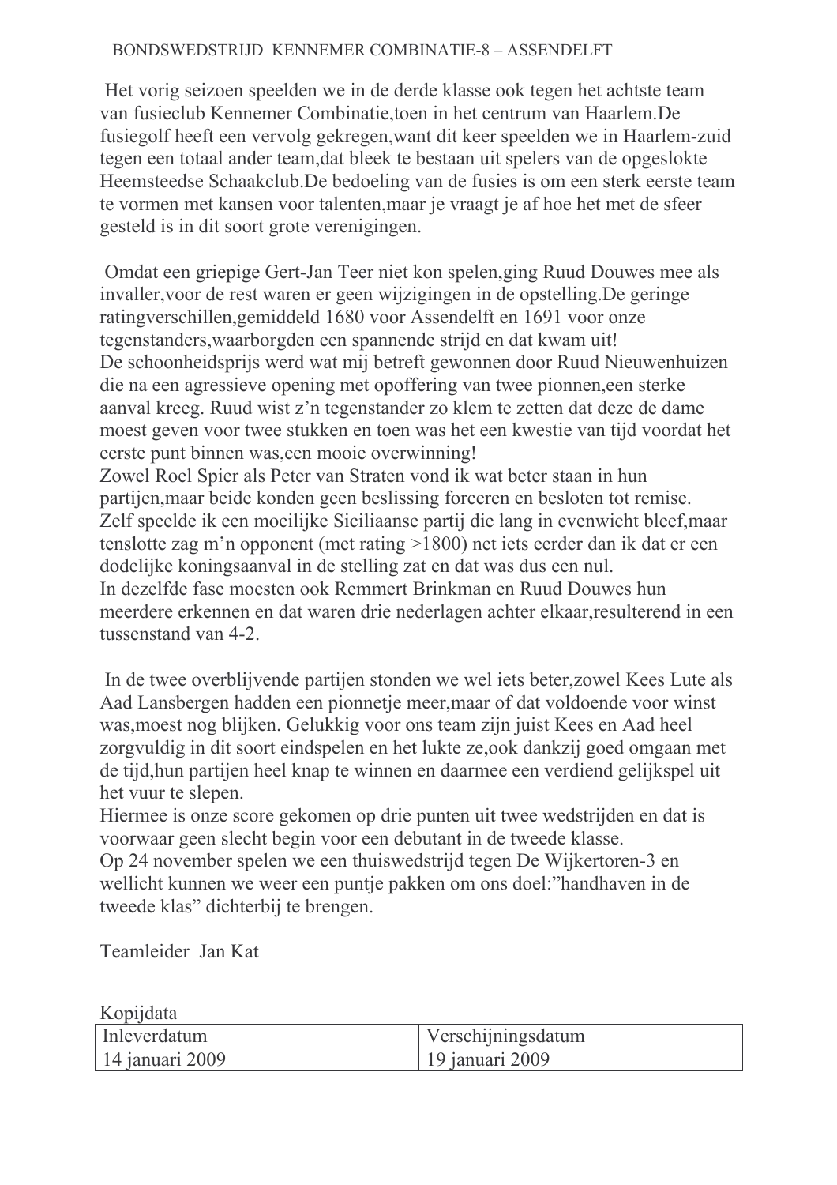BONDSWEDSTRIJD KENNEMER COMBINATIE-8 – ASSENDELFT

Het vorig seizoen speelden we in de derde klasse ook tegen het achtste team van fusieclub Kennemer Combinatie,toen in het centrum van Haarlem.De fusiegolf heeft een vervolg gekregen,want dit keer speelden we in Haarlem-zuid tegen een totaal ander team,dat bleek te bestaan uit spelers van de opgeslokte Heemsteedse Schaakclub.De bedoeling van de fusies is om een sterk eerste team te vormen met kansen voor talenten,maar je vraagt je af hoe het met de sfeer gesteld is in dit soort grote verenigingen.

Omdat een griepige Gert-Jan Teer niet kon spelen,ging Ruud Douwes mee als invaller,voor de rest waren er geen wijzigingen in de opstelling.De geringe ratingverschillen,gemiddeld 1680 voor Assendelft en 1691 voor onze tegenstanders,waarborgden een spannende strijd en dat kwam uit!
De schoonheidsprijs werd wat mij betreft gewonnen door Ruud Nieuwenhuizen die na een agressieve opening met opoffering van twee pionnen,een sterke aanval kreeg. Ruud wist z'n tegenstander zo klem te zetten dat deze de dame moest geven voor twee stukken en toen was het een kwestie van tijd voordat het eerste punt binnen was,een mooie overwinning!
Zowel Roel Spier als Peter van Straten vond ik wat beter staan in hun partijen,maar beide konden geen beslissing forceren en besloten tot remise.
Zelf speelde ik een moeilijke Siciliaanse partij die lang in evenwicht bleef,maar tenslotte zag m'n opponent (met rating >1800) net iets eerder dan ik dat er een dodelijke koningsaanval in de stelling zat en dat was dus een nul.
In dezelfde fase moesten ook Remmert Brinkman en Ruud Douwes hun meerdere erkennen en dat waren drie nederlagen achter elkaar,resulterend in een tussenstand van 4-2.

In de twee overblijvende partijen stonden we wel iets beter,zowel Kees Lute als Aad Lansbergen hadden een pionnetje meer,maar of dat voldoende voor winst was,moest nog blijken. Gelukkig voor ons team zijn juist Kees en Aad heel zorgvuldig in dit soort eindspelen en het lukte ze,ook dankzij goed omgaan met de tijd,hun partijen heel knap te winnen en daarmee een verdiend gelijkspel uit het vuur te slepen.
Hiermee is onze score gekomen op drie punten uit twee wedstrijden en dat is voorwaar geen slecht begin voor een debutant in de tweede klasse.
Op 24 november spelen we een thuiswedstrijd tegen De Wijkertoren-3 en wellicht kunnen we weer een puntje pakken om ons doel:"handhaven in de tweede klas" dichterbij te brengen.

Teamleider Jan Kat

Kopijdata

| Inleverdatum | Verschijningsdatum |
|---|---|
| 14 januari 2009 | 19 januari 2009 |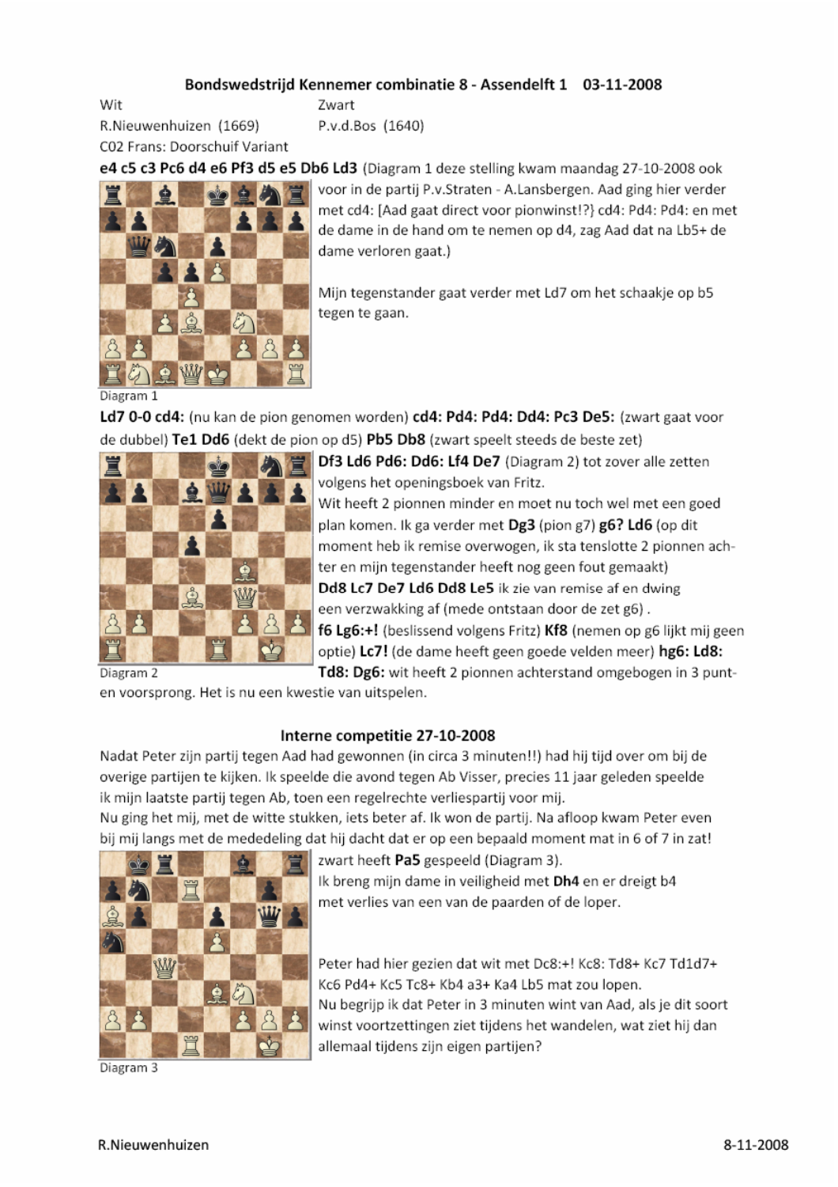## Bondswedstrijd Kennemer combinatie 8 - Assendelft 1 03-11-2008

Wit
R.Nieuwenhuizen (1669)

Zwart
P.v.d.Bos (1640)

C02 Frans: Doorschuif Variant

**e4 c5 c3 Pc6 d4 e6 Pf3 d5 e5 Db6 Ld3** (Diagram 1 deze stelling kwam maandag 27-10-2008 ook voor in de partij P.v.Straten - A.Lansbergen. Aad ging hier verder met cd4: [Aad gaat direct voor pionwinst!?} cd4: Pd4: Pd4: en met de dame in de hand om te nemen op d4, zag Aad dat na Lb5+ de dame verloren gaat.)

Diagram 1

Mijn tegenstander gaat verder met Ld7 om het schaakje op b5 tegen te gaan.

**Ld7 0-0 cd4:** (nu kan de pion genomen worden) **cd4: Pd4: Pd4: Dd4: Pc3 De5:** (zwart gaat voor de dubbel) **Te1 Dd6** (dekt de pion op d5) **Pb5 Db8** (zwart speelt steeds de beste zet) **Df3 Ld6 Pd6: Dd6: Lf4 De7** (Diagram 2) tot zover alle zetten volgens het openingsboek van Fritz.

Diagram 2

Wit heeft 2 pionnen minder en moet nu toch wel met een goed plan komen. Ik ga verder met **Dg3** (pion g7) **g6? Ld6** (op dit moment heb ik remise overwogen, ik sta tenslotte 2 pionnen achter en mijn tegenstander heeft nog geen fout gemaakt) **Dd8 Lc7 De7 Ld6 Dd8 Le5** ik zie van remise af en dwing een verzwakking af (mede ontstaan door de zet g6) . **f6 Lg6:+!** (beslissend volgens Fritz) **Kf8** (nemen op g6 lijkt mij geen optie) **Lc7!** (de dame heeft geen goede velden meer) **hg6: Ld8: Td8: Dg6:** wit heeft 2 pionnen achterstand omgebogen in 3 punten voorsprong. Het is nu een kwestie van uitspelen.

## Interne competitie 27-10-2008

Nadat Peter zijn partij tegen Aad had gewonnen (in circa 3 minuten!!) had hij tijd over om bij de overige partijen te kijken. Ik speelde die avond tegen Ab Visser, precies 11 jaar geleden speelde ik mijn laatste partij tegen Ab, toen een regelrechte verliespartij voor mij.
Nu ging het mij, met de witte stukken, iets beter af. Ik won de partij. Na afloop kwam Peter even bij mij langs met de mededeling dat hij dacht dat er op een bepaald moment mat in 6 of 7 in zat!

zwart heeft **Pa5** gespeeld (Diagram 3).
Ik breng mijn dame in veiligheid met **Dh4** en er dreigt b4 met verlies van een van de paarden of de loper.

Diagram 3

Peter had hier gezien dat wit met Dc8:+! Kc8: Td8+ Kc7 Td1d7+ Kc6 Pd4+ Kc5 Tc8+ Kb4 a3+ Ka4 Lb5 mat zou lopen.
Nu begrijp ik dat Peter in 3 minuten wint van Aad, als je dit soort winst voortzettingen ziet tijdens het wandelen, wat ziet hij dan allemaal tijdens zijn eigen partijen?

R.Nieuwenhuizen 8-11-2008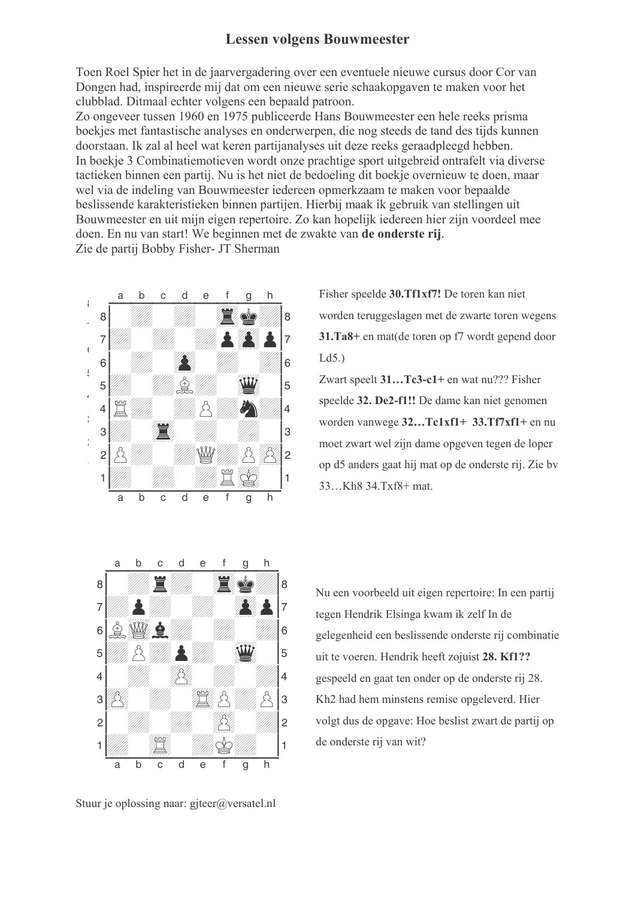# Lessen volgens Bouwmeester

Toen Roel Spier het in de jaarvergadering over een eventuele nieuwe cursus door Cor van Dongen had, inspireerde mij dat om een nieuwe serie schaakopgaven te maken voor het clubblad. Ditmaal echter volgens een bepaald patroon.
Zo ongeveer tussen 1960 en 1975 publiceerde Hans Bouwmeester een hele reeks prisma boekjes met fantastische analyses en onderwerpen, die nog steeds de tand des tijds kunnen doorstaan. Ik zal al heel wat keren partijanalyses uit deze reeks geraadpleegd hebben.
In boekje 3 Combinatiemotieven wordt onze prachtige sport uitgebreid ontrafelt via diverse tactieken binnen een partij. Nu is het niet de bedoeling dit boekje overnieuw te doen, maar wel via de indeling van Bouwmeester iedereen opmerkzaam te maken voor bepaalde beslissende karakteristieken binnen partijen. Hierbij maak ik gebruik van stellingen uit Bouwmeester en uit mijn eigen repertoire. Zo kan hopelijk iedereen hier zijn voordeel mee doen. En nu van start! We beginnen met de zwakte van **de onderste rij**.
Zie de partij Bobby Fisher- JT Sherman

Fisher speelde **30.Tf1xf7!** De toren kan niet worden teruggeslagen met de zwarte toren wegens **31.Ta8+** en mat(de toren op f7 wordt gedekt door Ld5.)
Zwart speelt **31…Tc3-c1+** en wat nu??? Fisher speelde **32. De2-f1!!** De dame kan niet genomen worden vanwege **32…Tc1xf1+ 33.Tf7xf1+** en nu moet zwart wel zijn dame opgeven tegen de loper op d5 anders gaat hij mat op de onderste rij. Zie bv 33…Kh8 34.Txf8+ mat.

Nu een voorbeeld uit eigen repertoire: In een partij tegen Hendrik Elsinga kwam ik zelf In de gelegenheid een beslissende onderste rij combinatie uit te voeren. Hendrik heeft zojuist **28. Kf1??** gespeeld en gaat ten onder op de onderste rij 28. Kh2 had hem minstens remise opgeleverd. Hier volgt dus de opgave: Hoe beslist zwart de partij op de onderste rij van wit?

Stuur je oplossing naar: gjteer@versatel.nl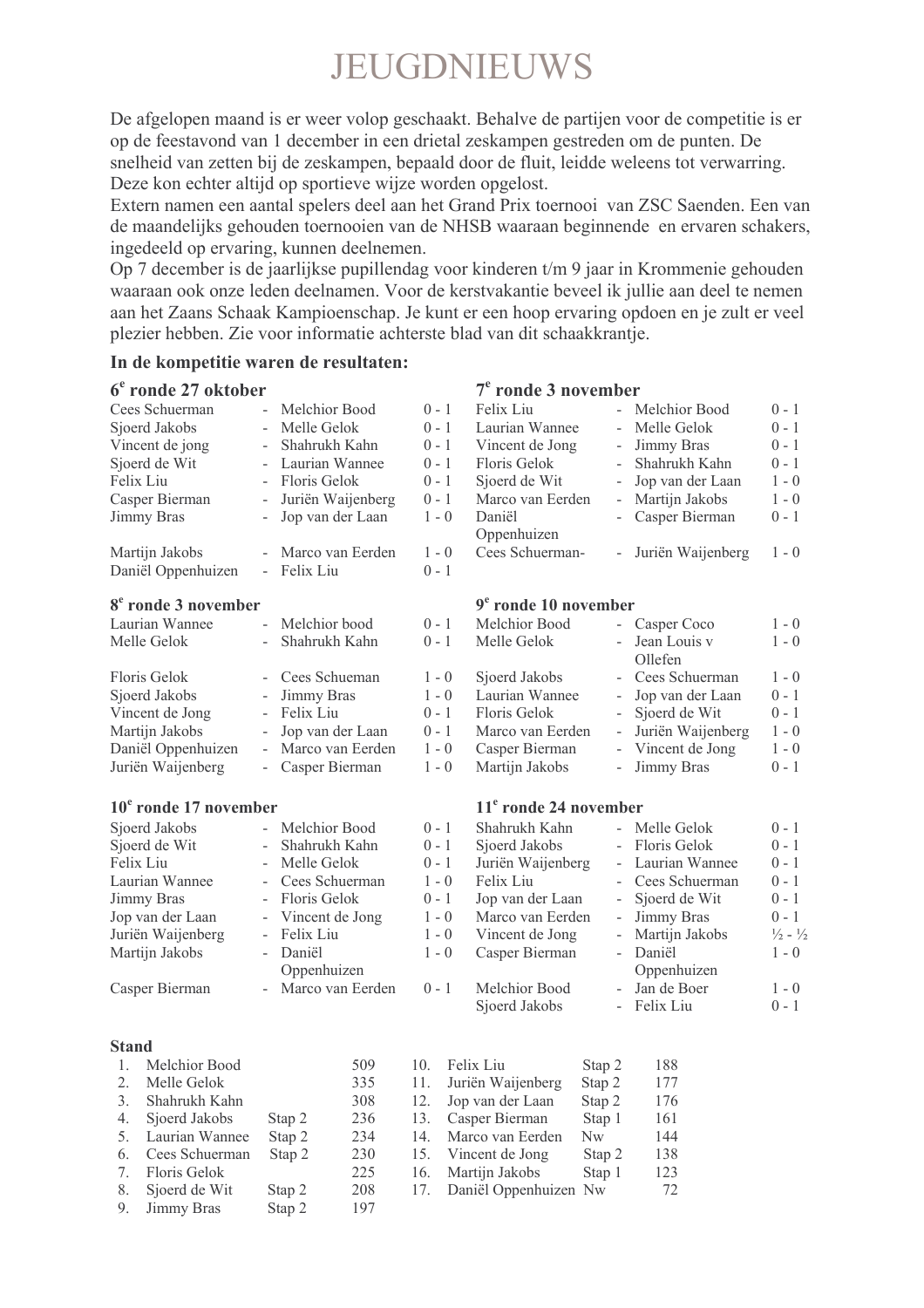# JEUGDNIEUWS

De afgelopen maand is er weer volop geschaakt. Behalve de partijen voor de competitie is er op de feestavond van 1 december in een drietal zeskampen gestreden om de punten. De snelheid van zetten bij de zeskampen, bepaald door de fluit, leidde weleens tot verwarring. Deze kon echter altijd op sportieve wijze worden opgelost.
Extern namen een aantal spelers deel aan het Grand Prix toernooi van ZSC Saenden. Een van de maandelijks gehouden toernooien van de NHSB waaraan beginnende en ervaren schakers, ingedeeld op ervaring, kunnen deelnemen.
Op 7 december is de jaarlijkse pupillendag voor kinderen t/m 9 jaar in Krommenie gehouden waaraan ook onze leden deelnamen. Voor de kerstvakantie beveel ik jullie aan deel te nemen aan het Zaans Schaak Kampioenschap. Je kunt er een hoop ervaring opdoen en je zult er veel plezier hebben. Zie voor informatie achterste blad van dit schaakkrantje.

**In de kompetitie waren de resultaten:**

**6e ronde 27 oktober**

| | | | |
|---|---|---|---|
| Cees Schuerman | - | Melchior Bood | 0 - 1 |
| Sjoerd Jakobs | - | Melle Gelok | 0 - 1 |
| Vincent de jong | - | Shahrukh Kahn | 0 - 1 |
| Sjoerd de Wit | - | Laurian Wannee | 0 - 1 |
| Felix Liu | - | Floris Gelok | 0 - 1 |
| Casper Bierman | - | Juriën Waijenberg | 0 - 1 |
| Jimmy Bras | - | Jop van der Laan | 1 - 0 |
| Martijn Jakobs | - | Marco van Eerden | 1 - 0 |
| Daniël Oppenhuizen | - | Felix Liu | 0 - 1 |

**7e ronde 3 november**

| | | | |
|---|---|---|---|
| Felix Liu | - | Melchior Bood | 0 - 1 |
| Laurian Wannee | - | Melle Gelok | 0 - 1 |
| Vincent de Jong | - | Jimmy Bras | 0 - 1 |
| Floris Gelok | - | Shahrukh Kahn | 0 - 1 |
| Sjoerd de Wit | - | Jop van der Laan | 1 - 0 |
| Marco van Eerden | - | Martijn Jakobs | 1 - 0 |
| Daniël Oppenhuizen | - | Casper Bierman | 0 - 1 |
| Cees Schuerman- | - | Juriën Waijenberg | 1 - 0 |

**8e ronde 3 november**

| | | | |
|---|---|---|---|
| Laurian Wannee | - | Melchior bood | 0 - 1 |
| Melle Gelok | - | Shahrukh Kahn | 0 - 1 |
| Floris Gelok | - | Cees Schueman | 1 - 0 |
| Sjoerd Jakobs | - | Jimmy Bras | 1 - 0 |
| Vincent de Jong | - | Felix Liu | 0 - 1 |
| Martijn Jakobs | - | Jop van der Laan | 0 - 1 |
| Daniël Oppenhuizen | - | Marco van Eerden | 1 - 0 |
| Juriën Waijenberg | - | Casper Bierman | 1 - 0 |

**9e ronde 10 november**

| | | | |
|---|---|---|---|
| Melchior Bood | - | Casper Coco | 1 - 0 |
| Melle Gelok | - | Jean Louis v Ollefen | 1 - 0 |
| Sjoerd Jakobs | - | Cees Schuerman | 1 - 0 |
| Laurian Wannee | - | Jop van der Laan | 0 - 1 |
| Floris Gelok | - | Sjoerd de Wit | 0 - 1 |
| Marco van Eerden | - | Juriën Waijenberg | 1 - 0 |
| Casper Bierman | - | Vincent de Jong | 1 - 0 |
| Martijn Jakobs | - | Jimmy Bras | 0 - 1 |

**10e ronde 17 november**

| | | | |
|---|---|---|---|
| Sjoerd Jakobs | - | Melchior Bood | 0 - 1 |
| Sjoerd de Wit | - | Shahrukh Kahn | 0 - 1 |
| Felix Liu | - | Melle Gelok | 0 - 1 |
| Laurian Wannee | - | Cees Schuerman | 1 - 0 |
| Jimmy Bras | - | Floris Gelok | 0 - 1 |
| Jop van der Laan | - | Vincent de Jong | 1 - 0 |
| Juriën Waijenberg | - | Felix Liu | 1 - 0 |
| Martijn Jakobs | - | Daniël Oppenhuizen | 1 - 0 |
| Casper Bierman | - | Marco van Eerden | 0 - 1 |

**11e ronde 24 november**

| | | | |
|---|---|---|---|
| Shahrukh Kahn | - | Melle Gelok | 0 - 1 |
| Sjoerd Jakobs | - | Floris Gelok | 0 - 1 |
| Juriën Waijenberg | - | Laurian Wannee | 0 - 1 |
| Felix Liu | - | Cees Schuerman | 0 - 1 |
| Jop van der Laan | - | Sjoerd de Wit | 0 - 1 |
| Marco van Eerden | - | Jimmy Bras | 0 - 1 |
| Vincent de Jong | - | Martijn Jakobs | ½ - ½ |
| Casper Bierman | - | Daniël Oppenhuizen | 1 - 0 |
| Melchior Bood | - | Jan de Boer | 1 - 0 |
| Sjoerd Jakobs | - | Felix Liu | 0 - 1 |

**Stand**

| | | | |
|---|---|---|---|
| 1. | Melchior Bood | | 509 |
| 2. | Melle Gelok | | 335 |
| 3. | Shahrukh Kahn | | 308 |
| 4. | Sjoerd Jakobs | Stap 2 | 236 |
| 5. | Laurian Wannee | Stap 2 | 234 |
| 6. | Cees Schuerman | Stap 2 | 230 |
| 7. | Floris Gelok | | 225 |
| 8. | Sjoerd de Wit | Stap 2 | 208 |
| 9. | Jimmy Bras | Stap 2 | 197 |
| 10. | Felix Liu | Stap 2 | 188 |
| 11. | Juriën Waijenberg | Stap 2 | 177 |
| 12. | Jop van der Laan | Stap 2 | 176 |
| 13. | Casper Bierman | Stap 1 | 161 |
| 14. | Marco van Eerden | Nw | 144 |
| 15. | Vincent de Jong | Stap 2 | 138 |
| 16. | Martijn Jakobs | Stap 1 | 123 |
| 17. | Daniël Oppenhuizen | Nw | 72 |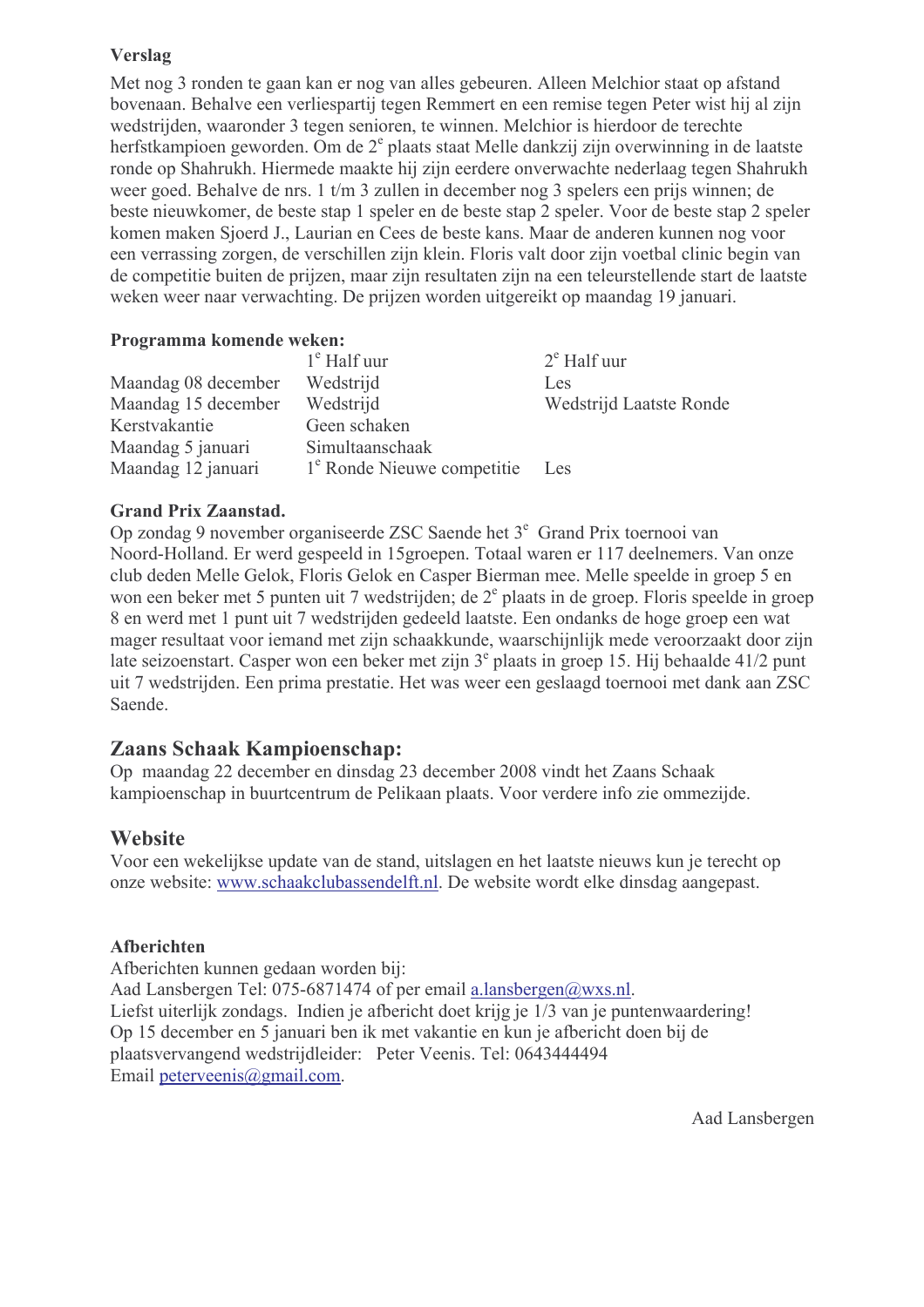**Verslag**

Met nog 3 ronden te gaan kan er nog van alles gebeuren. Alleen Melchior staat op afstand bovenaan. Behalve een verliespartij tegen Remmert en een remise tegen Peter wist hij al zijn wedstrijden, waaronder 3 tegen senioren, te winnen. Melchior is hierdoor de terechte herfstkampioen geworden. Om de 2e plaats staat Melle dankzij zijn overwinning in de laatste ronde op Shahrukh. Hiermede maakte hij zijn eerdere onverwachte nederlaag tegen Shahrukh weer goed. Behalve de nrs. 1 t/m 3 zullen in december nog 3 spelers een prijs winnen; de beste nieuwkomer, de beste stap 1 speler en de beste stap 2 speler. Voor de beste stap 2 speler komen maken Sjoerd J., Laurian en Cees de beste kans. Maar de anderen kunnen nog voor een verrassing zorgen, de verschillen zijn klein. Floris valt door zijn voetbal clinic begin van de competitie buiten de prijzen, maar zijn resultaten zijn na een teleurstellende start de laatste weken weer naar verwachting. De prijzen worden uitgereikt op maandag 19 januari.

**Programma komende weken:**

| | 1e Half uur | 2e Half uur |
|---|---|---|
| Maandag 08 december | Wedstrijd | Les |
| Maandag 15 december | Wedstrijd | Wedstrijd Laatste Ronde |
| Kerstvakantie | Geen schaken | |
| Maandag 5 januari | Simultaanschaak | |
| Maandag 12 januari | 1e Ronde Nieuwe competitie | Les |

**Grand Prix Zaanstad.**

Op zondag 9 november organiseerde ZSC Saende het 3e Grand Prix toernooi van Noord-Holland. Er werd gespeeld in 15groepen. Totaal waren er 117 deelnemers. Van onze club deden Melle Gelok, Floris Gelok en Casper Bierman mee. Melle speelde in groep 5 en won een beker met 5 punten uit 7 wedstrijden; de 2e plaats in de groep. Floris speelde in groep 8 en werd met 1 punt uit 7 wedstrijden gedeeld laatste. Een ondanks de hoge groep een wat mager resultaat voor iemand met zijn schaakkunde, waarschijnlijk mede veroorzaakt door zijn late seizoenstart. Casper won een beker met zijn 3e plaats in groep 15. Hij behaalde 41/2 punt uit 7 wedstrijden. Een prima prestatie. Het was weer een geslaagd toernooi met dank aan ZSC Saende.

## Zaans Schaak Kampioenschap:

Op maandag 22 december en dinsdag 23 december 2008 vindt het Zaans Schaak kampioenschap in buurtcentrum de Pelikaan plaats. Voor verdere info zie ommezijde.

## Website

Voor een wekelijkse update van de stand, uitslagen en het laatste nieuws kun je terecht op onze website: www.schaakclubassendelft.nl. De website wordt elke dinsdag aangepast.

**Afberichten**

Afberichten kunnen gedaan worden bij:
Aad Lansbergen Tel: 075-6871474 of per email a.lansbergen@wxs.nl.
Liefst uiterlijk zondags. Indien je afbericht doet krijg je 1/3 van je puntenwaardering!
Op 15 december en 5 januari ben ik met vakantie en kun je afbericht doen bij de plaatsvervangend wedstrijdleider: Peter Veenis. Tel: 0643444494
Email peterveenis@gmail.com.

Aad Lansbergen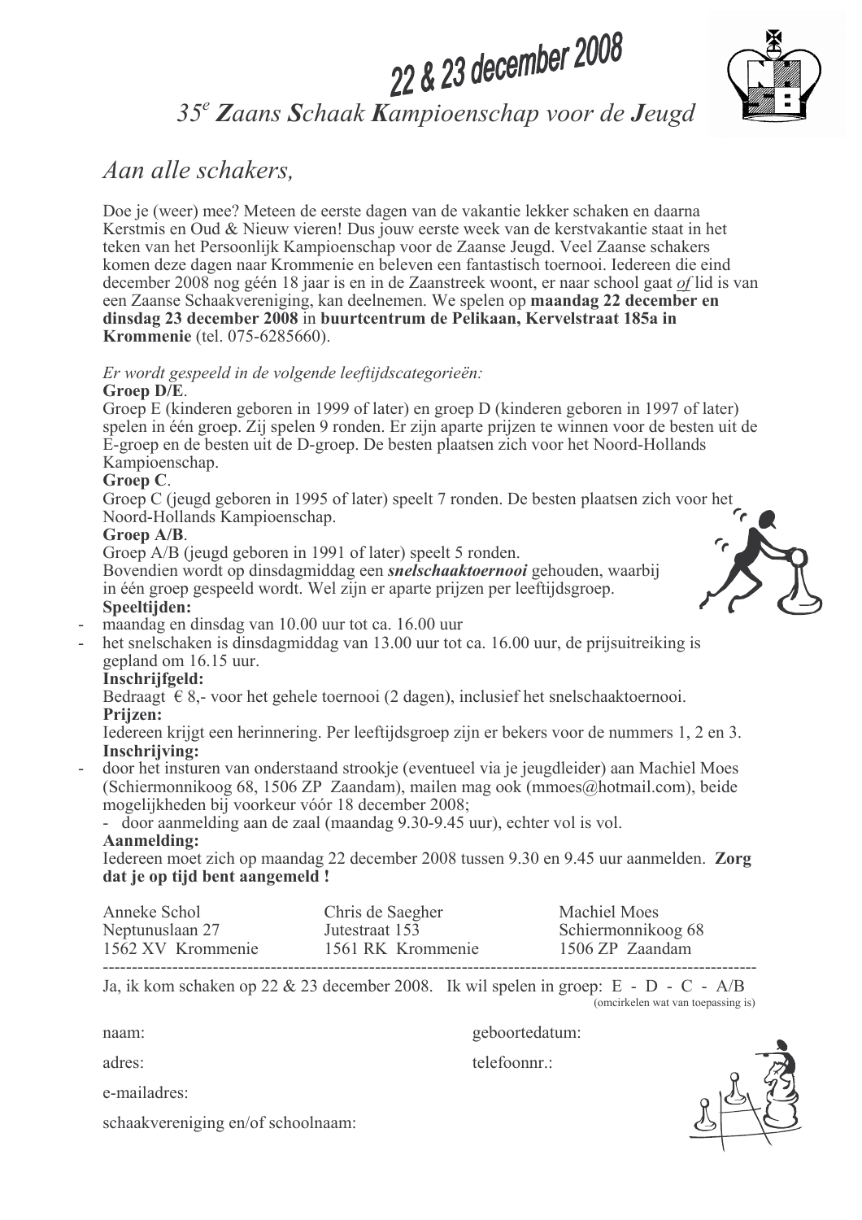# 22 & 23 december 2008

## 35^e Zaans Schaak Kampioenschap voor de Jeugd

## Aan alle schakers,

Doe je (weer) mee? Meteen de eerste dagen van de vakantie lekker schaken en daarna Kerstmis en Oud & Nieuw vieren! Dus jouw eerste week van de kerstvakantie staat in het teken van het Persoonlijk Kampioenschap voor de Zaanse Jeugd. Veel Zaanse schakers komen deze dagen naar Krommenie en beleven een fantastisch toernooi. Iedereen die eind december 2008 nog géén 18 jaar is en in de Zaanstreek woont, er naar school gaat *of* lid is van een Zaanse Schaakvereniging, kan deelnemen. We spelen op **maandag 22 december en dinsdag 23 december 2008** in **buurtcentrum de Pelikaan, Kervelstraat 185a in Krommenie** (tel. 075-6285660).

*Er wordt gespeeld in de volgende leeftijdscategorieën:*

**Groep D/E**.
Groep E (kinderen geboren in 1999 of later) en groep D (kinderen geboren in 1997 of later) spelen in één groep. Zij spelen 9 ronden. Er zijn aparte prijzen te winnen voor de besten uit de E-groep en de besten uit de D-groep. De besten plaatsen zich voor het Noord-Hollands Kampioenschap.

**Groep C**.
Groep C (jeugd geboren in 1995 of later) speelt 7 ronden. De besten plaatsen zich voor het Noord-Hollands Kampioenschap.

**Groep A/B**.
Groep A/B (jeugd geboren in 1991 of later) speelt 5 ronden.
Bovendien wordt op dinsdagmiddag een ***snelschaaktoernooi*** gehouden, waarbij in één groep gespeeld wordt. Wel zijn er aparte prijzen per leeftijdsgroep.

**Speeltijden:**
- maandag en dinsdag van 10.00 uur tot ca. 16.00 uur
- het snelschaken is dinsdagmiddag van 13.00 uur tot ca. 16.00 uur, de prijsuitreiking is gepland om 16.15 uur.

**Inschrijfgeld:**
Bedraagt € 8,- voor het gehele toernooi (2 dagen), inclusief het snelschaaktoernooi.

**Prijzen:**
Iedereen krijgt een herinnering. Per leeftijdsgroep zijn er bekers voor de nummers 1, 2 en 3.

**Inschrijving:**
- door het insturen van onderstaand strookje (eventueel via je jeugdleider) aan Machiel Moes (Schiermonnikoog 68, 1506 ZP Zaandam), mailen mag ook (mmoes@hotmail.com), beide mogelijkheden bij voorkeur vóór 18 december 2008;
- door aanmelding aan de zaal (maandag 9.30-9.45 uur), echter vol is vol.

**Aanmelding:**
Iedereen moet zich op maandag 22 december 2008 tussen 9.30 en 9.45 uur aanmelden. **Zorg dat je op tijd bent aangemeld !**

| | | |
|---|---|---|
| Anneke Schol | Chris de Saegher | Machiel Moes |
| Neptunuslaan 27 | Jutestraat 153 | Schiermonnikoog 68 |
| 1562 XV Krommenie | 1561 RK Krommenie | 1506 ZP Zaandam |

---

Ja, ik kom schaken op 22 & 23 december 2008. Ik wil spelen in groep: E - D - C - A/B
(omcirkelen wat van toepassing is)

naam: geboortedatum:

adres: telefoonnr.:

e-mailadres:

schaakvereniging en/of schoolnaam: